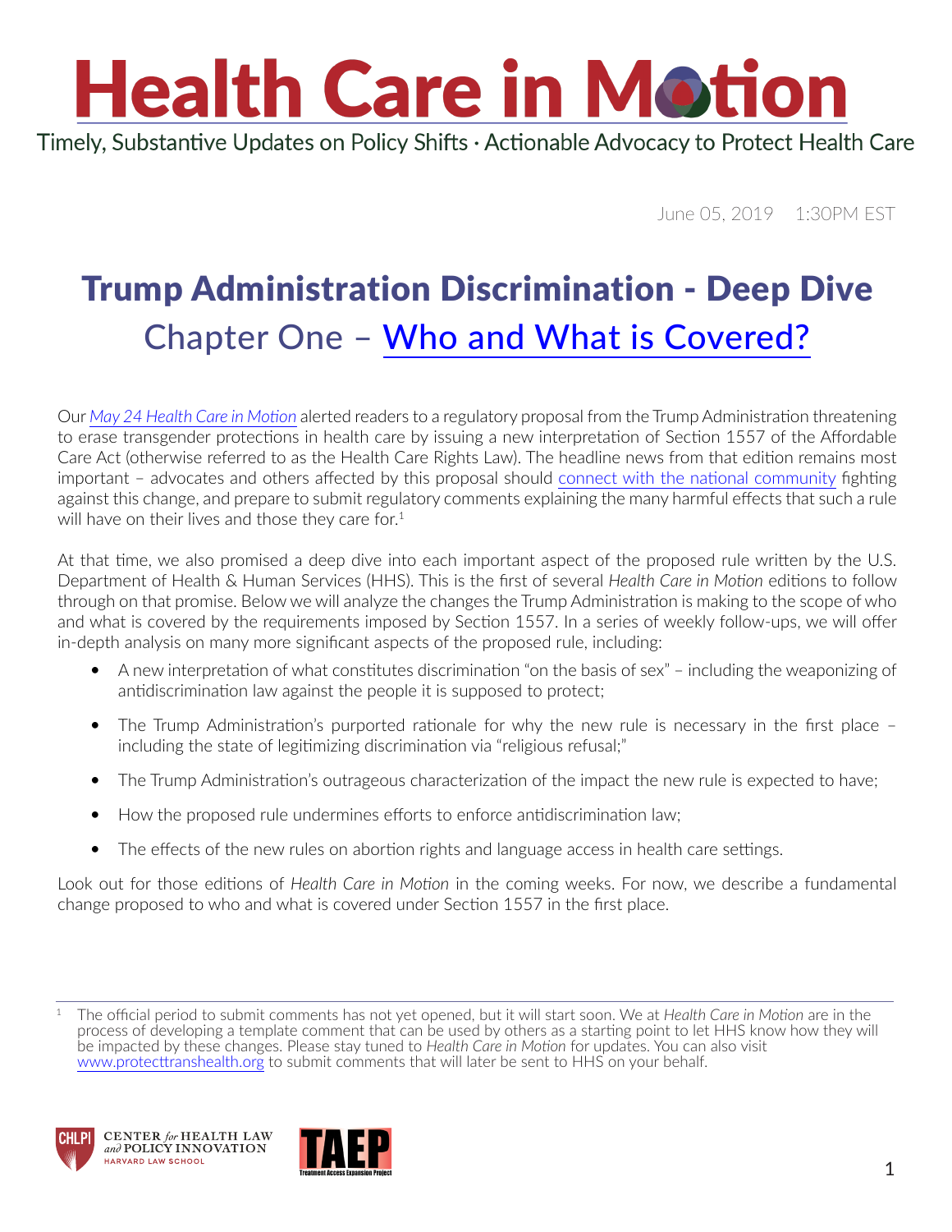# Health Care in Motion

Timely, Substantive Updates on Policy Shifts · Actionable Advocacy to Protect Health Care

June 05, 2019 1:30PM EST

## Trump Administration Discrimination - Deep Dive

### Chapter One – Who and What is Covered?

Our *May 24 Health Care in Motion* alerted readers to a regulatory proposal from the Trump Administration threatening to erase transgender protections in health care by issuing a new interpretation of Section 1557 of the Affordable Care Act (otherwise referred to as the Health Care Rights Law). The headline news from that edition remains most important – advocates and others affected by this proposal should connect with the national community fighting against this change, and prepare to submit regulatory comments explaining the many harmful effects that such a rule will have on their lives and those they care for.[1]

At that time, we also promised a deep dive into each important aspect of the proposed rule written by the U.S. Department of Health & Human Services (HHS). This is the first of several *Health Care in Motion* editions to follow through on that promise. Below we will analyze the changes the Trump Administration is making to the scope of who and what is covered by the requirements imposed by Section 1557. In a series of weekly follow-ups, we will offer in-depth analysis on many more significant aspects of the proposed rule, including:

- A new interpretation of what constitutes discrimination "on the basis of sex" – including the weaponizing of antidiscrimination law against the people it is supposed to protect;
- The Trump Administration's purported rationale for why the new rule is necessary in the first place – including the state of legitimizing discrimination via "religious refusal;"
- The Trump Administration's outrageous characterization of the impact the new rule is expected to have;
- How the proposed rule undermines efforts to enforce antidiscrimination law;
- The effects of the new rules on abortion rights and language access in health care settings.

Look out for those editions of *Health Care in Motion* in the coming weeks. For now, we describe a fundamental change proposed to who and what is covered under Section 1557 in the first place.

[1] The official period to submit comments has not yet opened, but it will start soon. We at *Health Care in Motion* are in the process of developing a template comment that can be used by others as a starting point to let HHS know how they will be impacted by these changes. Please stay tuned to *Health Care in Motion* for updates. You can also visit www.protecttranshealth.org to submit comments that will later be sent to HHS on your behalf.

CENTER *for* HEALTH LAW *and* POLICY INNOVATION
HARVARD LAW SCHOOL

TAEP
Treatment Access Expansion Project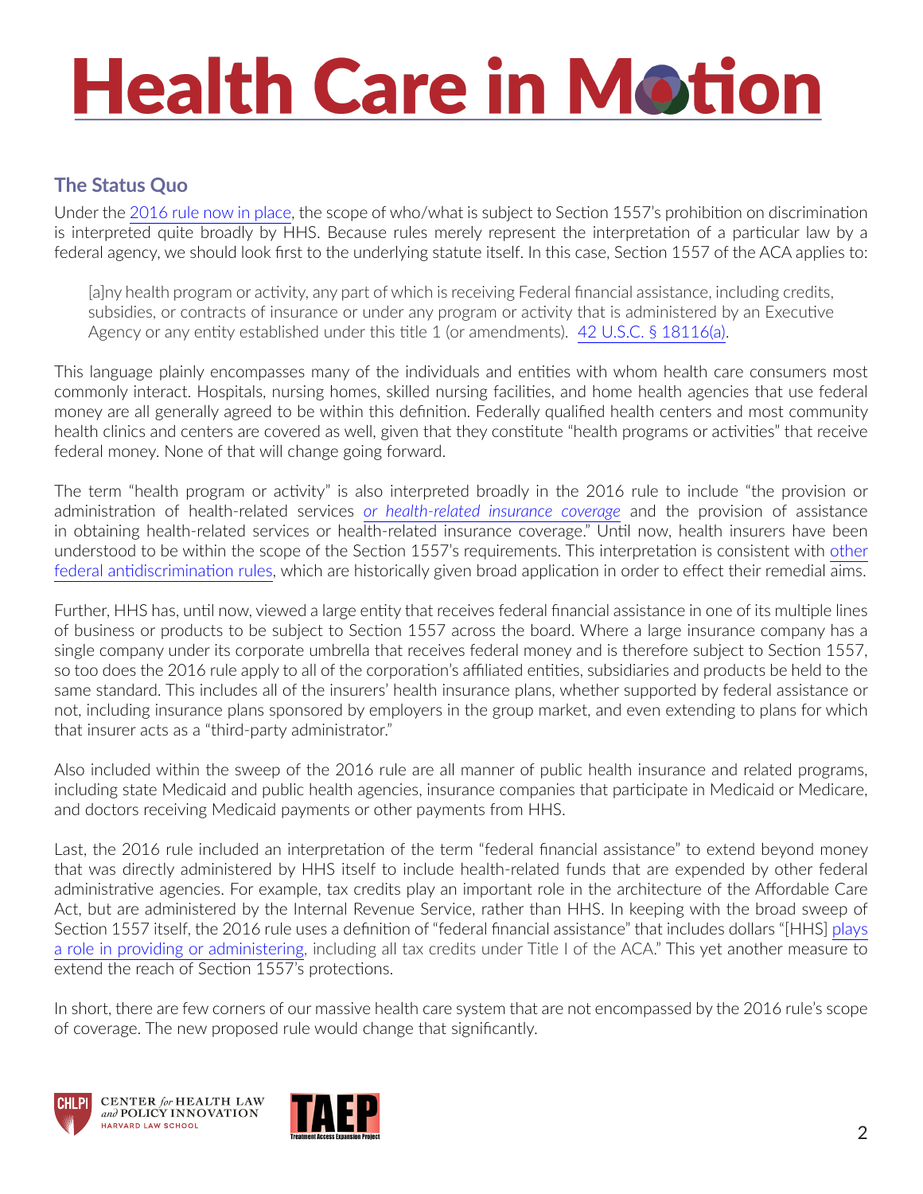## The Status Quo

Under the 2016 rule now in place, the scope of who/what is subject to Section 1557's prohibition on discrimination is interpreted quite broadly by HHS. Because rules merely represent the interpretation of a particular law by a federal agency, we should look first to the underlying statute itself. In this case, Section 1557 of the ACA applies to:

> [a]ny health program or activity, any part of which is receiving Federal financial assistance, including credits, subsidies, or contracts of insurance or under any program or activity that is administered by an Executive Agency or any entity established under this title 1 (or amendments). 42 U.S.C. § 18116(a).

This language plainly encompasses many of the individuals and entities with whom health care consumers most commonly interact. Hospitals, nursing homes, skilled nursing facilities, and home health agencies that use federal money are all generally agreed to be within this definition. Federally qualified health centers and most community health clinics and centers are covered as well, given that they constitute "health programs or activities" that receive federal money. None of that will change going forward.

The term "health program or activity" is also interpreted broadly in the 2016 rule to include "the provision or administration of health-related services *or health-related insurance coverage* and the provision of assistance in obtaining health-related services or health-related insurance coverage." Until now, health insurers have been understood to be within the scope of the Section 1557's requirements. This interpretation is consistent with other federal antidiscrimination rules, which are historically given broad application in order to effect their remedial aims.

Further, HHS has, until now, viewed a large entity that receives federal financial assistance in one of its multiple lines of business or products to be subject to Section 1557 across the board. Where a large insurance company has a single company under its corporate umbrella that receives federal money and is therefore subject to Section 1557, so too does the 2016 rule apply to all of the corporation's affiliated entities, subsidiaries and products be held to the same standard. This includes all of the insurers' health insurance plans, whether supported by federal assistance or not, including insurance plans sponsored by employers in the group market, and even extending to plans for which that insurer acts as a "third-party administrator."

Also included within the sweep of the 2016 rule are all manner of public health insurance and related programs, including state Medicaid and public health agencies, insurance companies that participate in Medicaid or Medicare, and doctors receiving Medicaid payments or other payments from HHS.

Last, the 2016 rule included an interpretation of the term "federal financial assistance" to extend beyond money that was directly administered by HHS itself to include health-related funds that are expended by other federal administrative agencies. For example, tax credits play an important role in the architecture of the Affordable Care Act, but are administered by the Internal Revenue Service, rather than HHS. In keeping with the broad sweep of Section 1557 itself, the 2016 rule uses a definition of "federal financial assistance" that includes dollars "[HHS] plays a role in providing or administering, including all tax credits under Title I of the ACA." This yet another measure to extend the reach of Section 1557's protections.

In short, there are few corners of our massive health care system that are not encompassed by the 2016 rule's scope of coverage. The new proposed rule would change that significantly.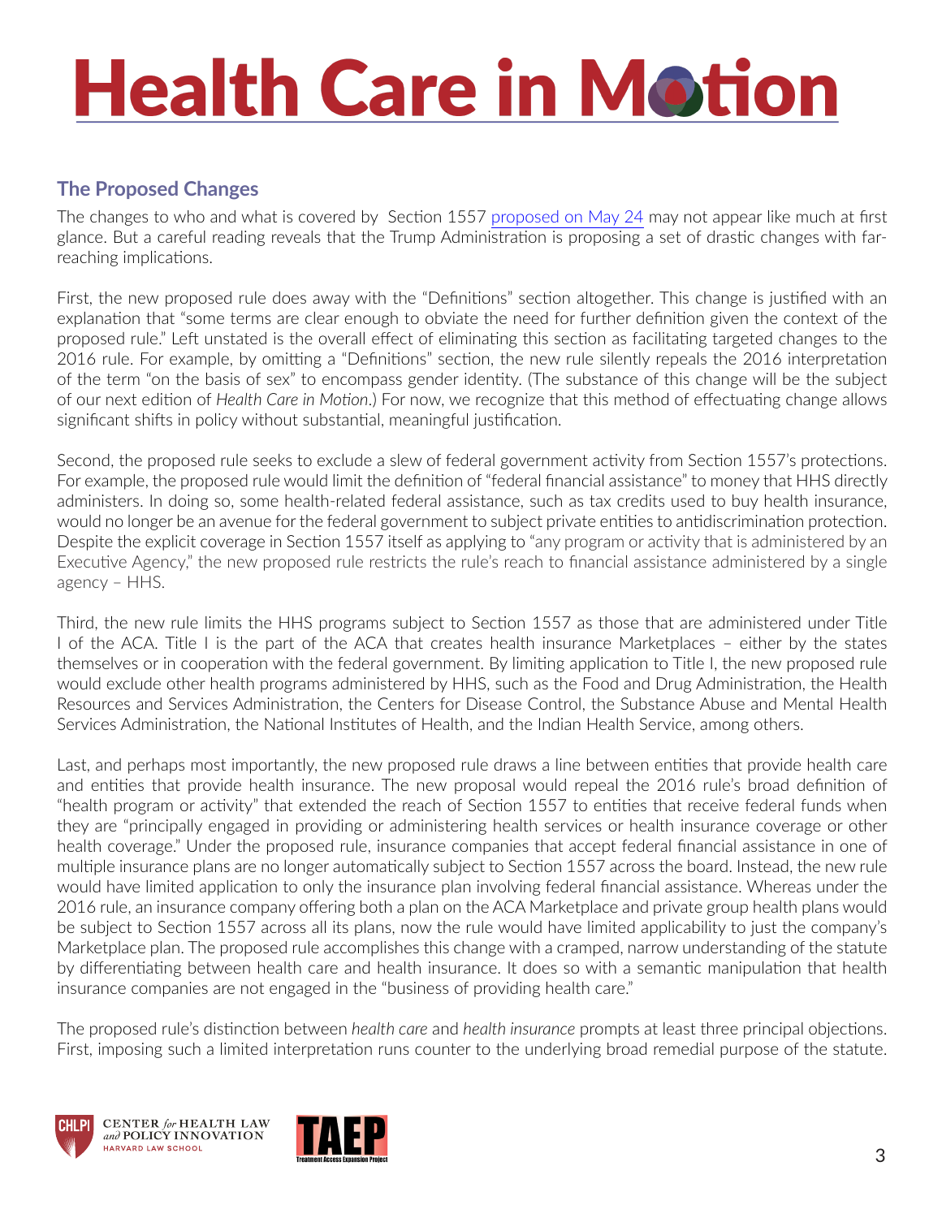## The Proposed Changes

The changes to who and what is covered by Section 1557 [proposed on May 24](#) may not appear like much at first glance. But a careful reading reveals that the Trump Administration is proposing a set of drastic changes with far-reaching implications.

First, the new proposed rule does away with the "Definitions" section altogether. This change is justified with an explanation that "some terms are clear enough to obviate the need for further definition given the context of the proposed rule." Left unstated is the overall effect of eliminating this section as facilitating targeted changes to the 2016 rule. For example, by omitting a "Definitions" section, the new rule silently repeals the 2016 interpretation of the term "on the basis of sex" to encompass gender identity. (The substance of this change will be the subject of our next edition of *Health Care in Motion*.) For now, we recognize that this method of effectuating change allows significant shifts in policy without substantial, meaningful justification.

Second, the proposed rule seeks to exclude a slew of federal government activity from Section 1557's protections. For example, the proposed rule would limit the definition of "federal financial assistance" to money that HHS directly administers. In doing so, some health-related federal assistance, such as tax credits used to buy health insurance, would no longer be an avenue for the federal government to subject private entities to antidiscrimination protection. Despite the explicit coverage in Section 1557 itself as applying to "any program or activity that is administered by an Executive Agency," the new proposed rule restricts the rule's reach to financial assistance administered by a single agency – HHS.

Third, the new rule limits the HHS programs subject to Section 1557 as those that are administered under Title I of the ACA. Title I is the part of the ACA that creates health insurance Marketplaces – either by the states themselves or in cooperation with the federal government. By limiting application to Title I, the new proposed rule would exclude other health programs administered by HHS, such as the Food and Drug Administration, the Health Resources and Services Administration, the Centers for Disease Control, the Substance Abuse and Mental Health Services Administration, the National Institutes of Health, and the Indian Health Service, among others.

Last, and perhaps most importantly, the new proposed rule draws a line between entities that provide health care and entities that provide health insurance. The new proposal would repeal the 2016 rule's broad definition of "health program or activity" that extended the reach of Section 1557 to entities that receive federal funds when they are "principally engaged in providing or administering health services or health insurance coverage or other health coverage." Under the proposed rule, insurance companies that accept federal financial assistance in one of multiple insurance plans are no longer automatically subject to Section 1557 across the board. Instead, the new rule would have limited application to only the insurance plan involving federal financial assistance. Whereas under the 2016 rule, an insurance company offering both a plan on the ACA Marketplace and private group health plans would be subject to Section 1557 across all its plans, now the rule would have limited applicability to just the company's Marketplace plan. The proposed rule accomplishes this change with a cramped, narrow understanding of the statute by differentiating between health care and health insurance. It does so with a semantic manipulation that health insurance companies are not engaged in the "business of providing health care."

The proposed rule's distinction between *health care* and *health insurance* prompts at least three principal objections. First, imposing such a limited interpretation runs counter to the underlying broad remedial purpose of the statute.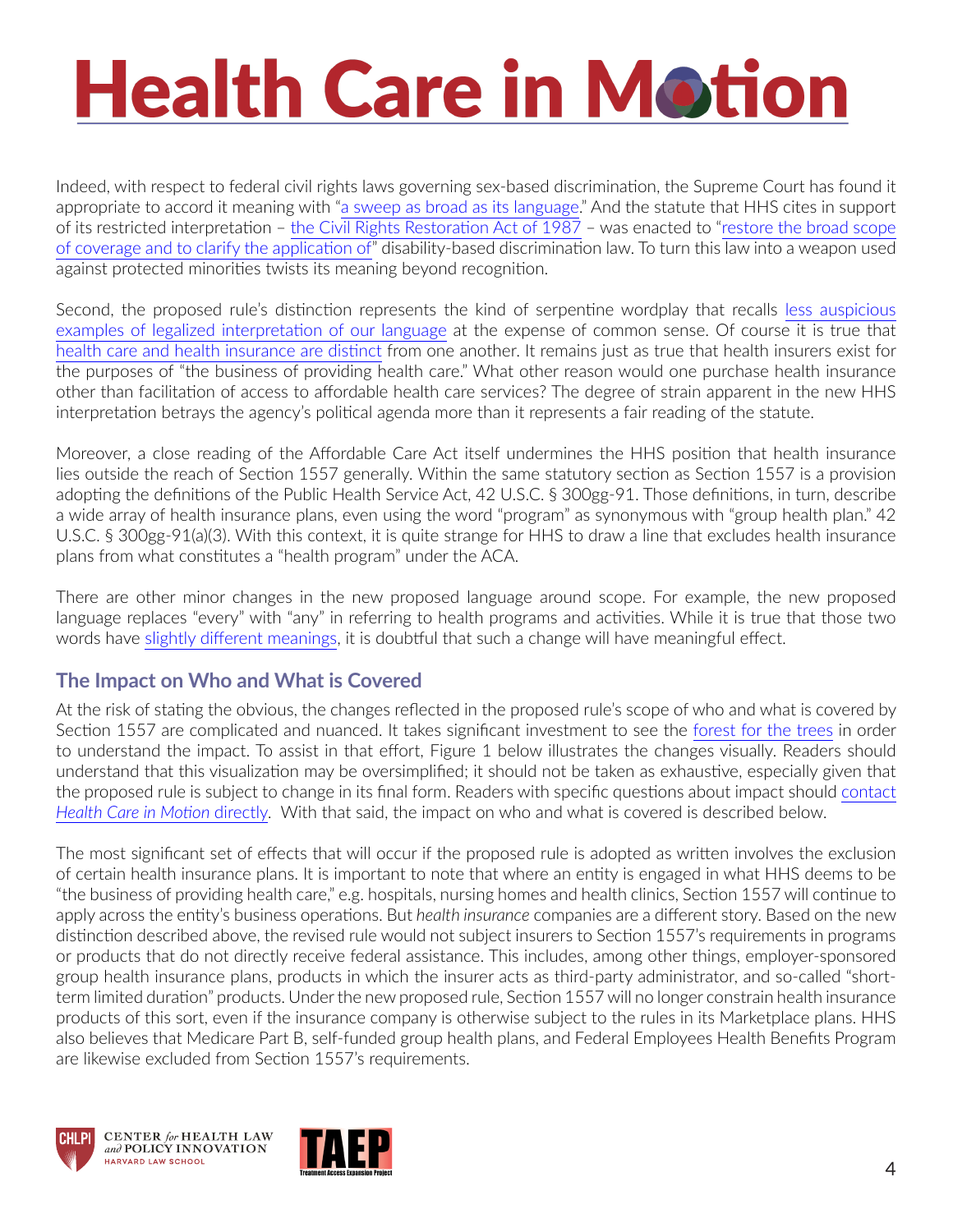Indeed, with respect to federal civil rights laws governing sex-based discrimination, the Supreme Court has found it appropriate to accord it meaning with "a sweep as broad as its language." And the statute that HHS cites in support of its restricted interpretation – the Civil Rights Restoration Act of 1987 – was enacted to "restore the broad scope of coverage and to clarify the application of" disability-based discrimination law. To turn this law into a weapon used against protected minorities twists its meaning beyond recognition.

Second, the proposed rule's distinction represents the kind of serpentine wordplay that recalls less auspicious examples of legalized interpretation of our language at the expense of common sense. Of course it is true that health care and health insurance are distinct from one another. It remains just as true that health insurers exist for the purposes of "the business of providing health care." What other reason would one purchase health insurance other than facilitation of access to affordable health care services? The degree of strain apparent in the new HHS interpretation betrays the agency's political agenda more than it represents a fair reading of the statute.

Moreover, a close reading of the Affordable Care Act itself undermines the HHS position that health insurance lies outside the reach of Section 1557 generally. Within the same statutory section as Section 1557 is a provision adopting the definitions of the Public Health Service Act, 42 U.S.C. § 300gg-91. Those definitions, in turn, describe a wide array of health insurance plans, even using the word "program" as synonymous with "group health plan." 42 U.S.C. § 300gg-91(a)(3). With this context, it is quite strange for HHS to draw a line that excludes health insurance plans from what constitutes a "health program" under the ACA.

There are other minor changes in the new proposed language around scope. For example, the new proposed language replaces "every" with "any" in referring to health programs and activities. While it is true that those two words have slightly different meanings, it is doubtful that such a change will have meaningful effect.

## The Impact on Who and What is Covered

At the risk of stating the obvious, the changes reflected in the proposed rule's scope of who and what is covered by Section 1557 are complicated and nuanced. It takes significant investment to see the forest for the trees in order to understand the impact. To assist in that effort, Figure 1 below illustrates the changes visually. Readers should understand that this visualization may be oversimplified; it should not be taken as exhaustive, especially given that the proposed rule is subject to change in its final form. Readers with specific questions about impact should contact *Health Care in Motion* directly. With that said, the impact on who and what is covered is described below.

The most significant set of effects that will occur if the proposed rule is adopted as written involves the exclusion of certain health insurance plans. It is important to note that where an entity is engaged in what HHS deems to be "the business of providing health care," e.g. hospitals, nursing homes and health clinics, Section 1557 will continue to apply across the entity's business operations. But *health insurance* companies are a different story. Based on the new distinction described above, the revised rule would not subject insurers to Section 1557's requirements in programs or products that do not directly receive federal assistance. This includes, among other things, employer-sponsored group health insurance plans, products in which the insurer acts as third-party administrator, and so-called "short-term limited duration" products. Under the new proposed rule, Section 1557 will no longer constrain health insurance products of this sort, even if the insurance company is otherwise subject to the rules in its Marketplace plans. HHS also believes that Medicare Part B, self-funded group health plans, and Federal Employees Health Benefits Program are likewise excluded from Section 1557's requirements.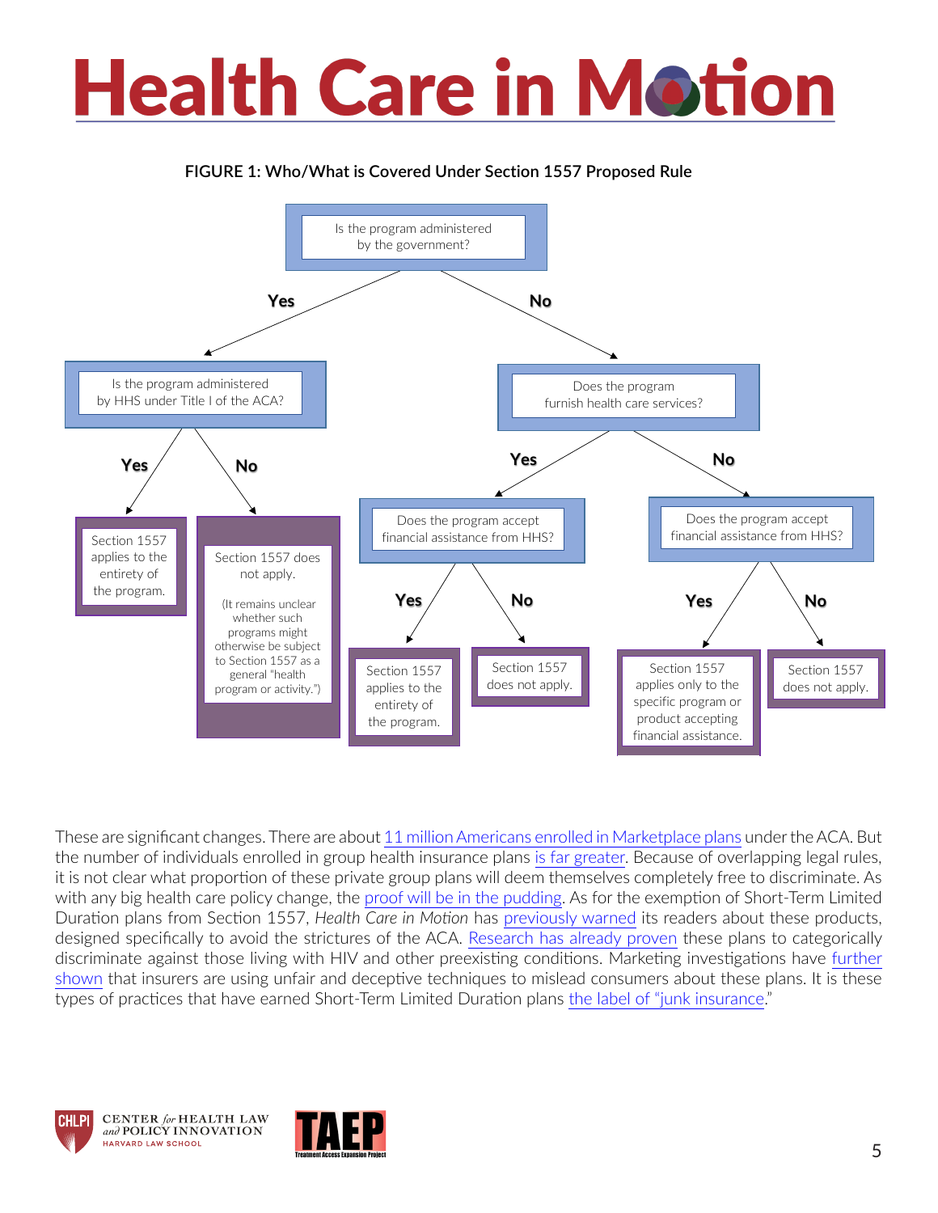**FIGURE 1: Who/What is Covered Under Section 1557 Proposed Rule**

Is the program administered by the government?

- **Yes** → Is the program administered by HHS under Title I of the ACA?
  - **Yes** → Section 1557 applies to the entirety of the program.
  - **No** → Section 1557 does not apply. (It remains unclear whether such programs might otherwise be subject to Section 1557 as a general "health program or activity.")
- **No** → Does the program furnish health care services?
  - **Yes** → Does the program accept financial assistance from HHS?
    - **Yes** → Section 1557 applies to the entirety of the program.
    - **No** → Section 1557 does not apply.
  - **No** → Does the program accept financial assistance from HHS?
    - **Yes** → Section 1557 applies only to the specific program or product accepting financial assistance.
    - **No** → Section 1557 does not apply.

These are significant changes. There are about 11 million Americans enrolled in Marketplace plans under the ACA. But the number of individuals enrolled in group health insurance plans is far greater. Because of overlapping legal rules, it is not clear what proportion of these private group plans will deem themselves completely free to discriminate. As with any big health care policy change, the proof will be in the pudding. As for the exemption of Short-Term Limited Duration plans from Section 1557, *Health Care in Motion* has previously warned its readers about these products, designed specifically to avoid the strictures of the ACA. Research has already proven these plans to categorically discriminate against those living with HIV and other preexisting conditions. Marketing investigations have further shown that insurers are using unfair and deceptive techniques to mislead consumers about these plans. It is these types of practices that have earned Short-Term Limited Duration plans the label of "junk insurance."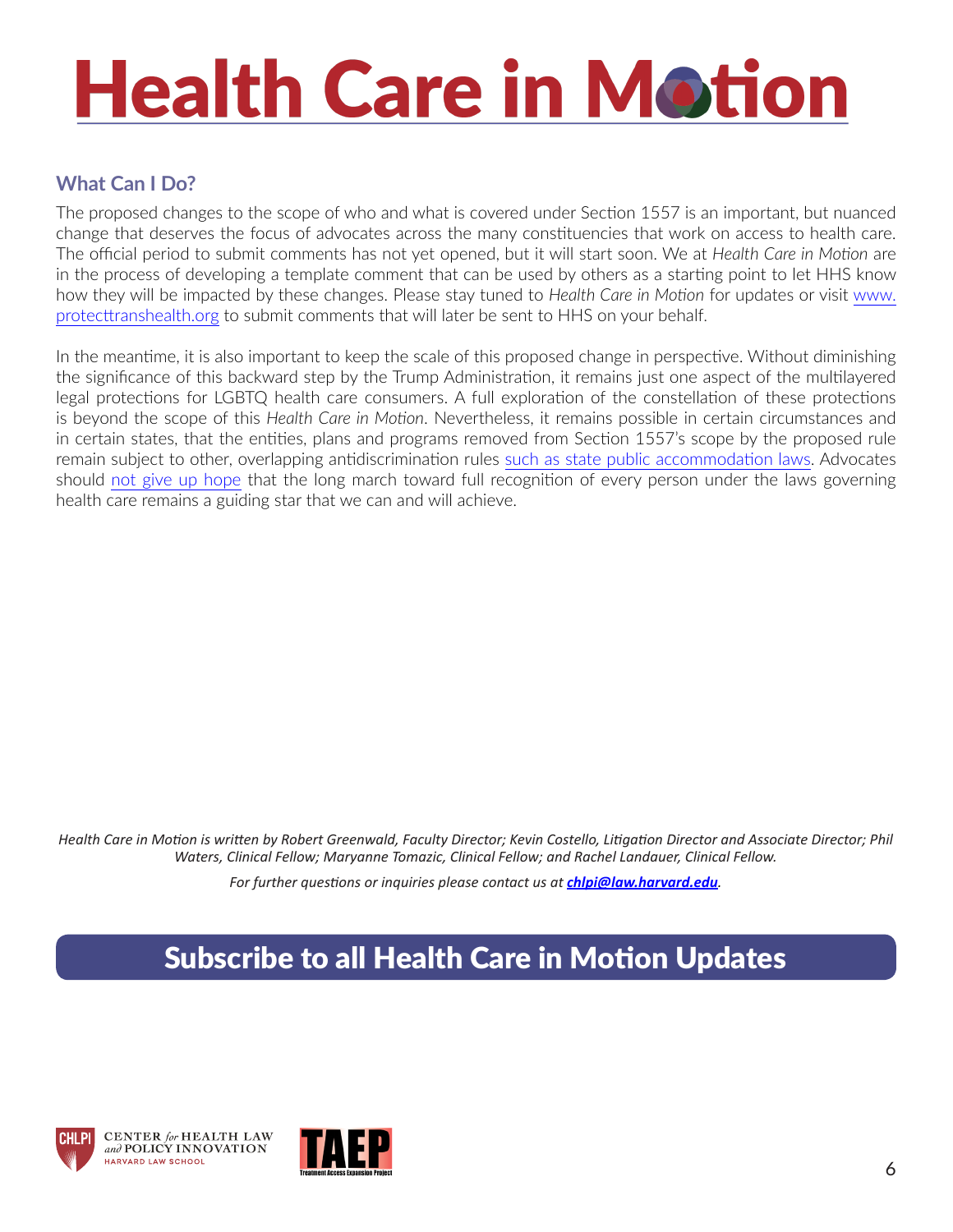# Health Care in Motion

## What Can I Do?

The proposed changes to the scope of who and what is covered under Section 1557 is an important, but nuanced change that deserves the focus of advocates across the many constituencies that work on access to health care. The official period to submit comments has not yet opened, but it will start soon. We at *Health Care in Motion* are in the process of developing a template comment that can be used by others as a starting point to let HHS know how they will be impacted by these changes. Please stay tuned to *Health Care in Motion* for updates or visit www.protecttranshealth.org to submit comments that will later be sent to HHS on your behalf.

In the meantime, it is also important to keep the scale of this proposed change in perspective. Without diminishing the significance of this backward step by the Trump Administration, it remains just one aspect of the multilayered legal protections for LGBTQ health care consumers. A full exploration of the constellation of these protections is beyond the scope of this *Health Care in Motion*. Nevertheless, it remains possible in certain circumstances and in certain states, that the entities, plans and programs removed from Section 1557's scope by the proposed rule remain subject to other, overlapping antidiscrimination rules such as state public accommodation laws. Advocates should not give up hope that the long march toward full recognition of every person under the laws governing health care remains a guiding star that we can and will achieve.

*Health Care in Motion is written by Robert Greenwald, Faculty Director; Kevin Costello, Litigation Director and Associate Director; Phil Waters, Clinical Fellow; Maryanne Tomazic, Clinical Fellow; and Rachel Landauer, Clinical Fellow.*

*For further questions or inquiries please contact us at* ***chlpi@law.harvard.edu****.*

**Subscribe to all Health Care in Motion Updates**

CHLPI CENTER *for* HEALTH LAW *and* POLICY INNOVATION HARVARD LAW SCHOOL

TAEP Treatment Access Expansion Project